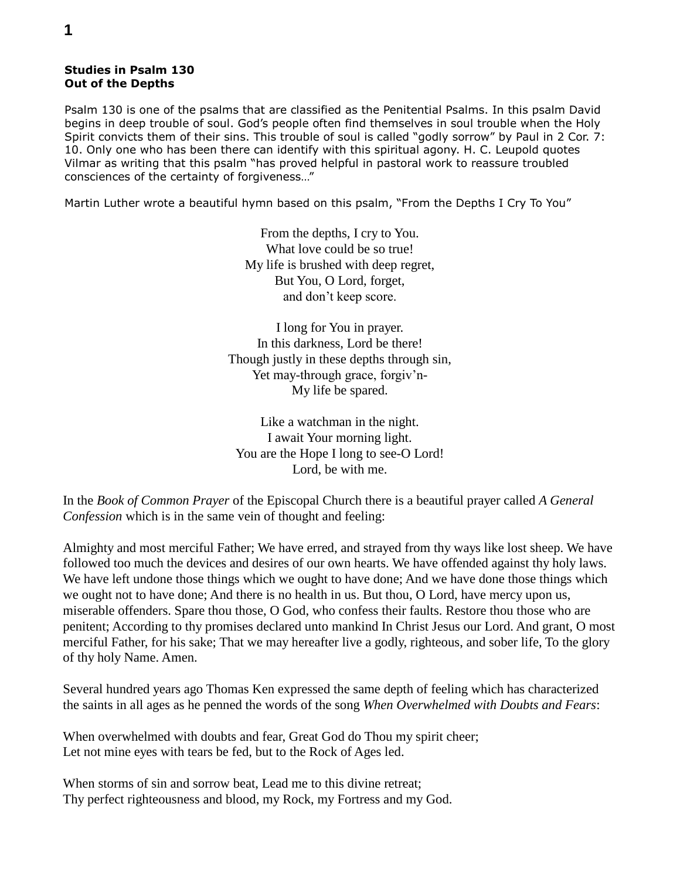**Studies in Psalm 130**
**Out of the Depths**

Psalm 130 is one of the psalms that are classified as the Penitential Psalms. In this psalm David begins in deep trouble of soul. God's people often find themselves in soul trouble when the Holy Spirit convicts them of their sins. This trouble of soul is called "godly sorrow" by Paul in 2 Cor. 7: 10. Only one who has been there can identify with this spiritual agony. H. C. Leupold quotes Vilmar as writing that this psalm "has proved helpful in pastoral work to reassure troubled consciences of the certainty of forgiveness…"

Martin Luther wrote a beautiful hymn based on this psalm, "From the Depths I Cry To You"

From the depths, I cry to You.
What love could be so true!
My life is brushed with deep regret,
But You, O Lord, forget,
and don't keep score.

I long for You in prayer.
In this darkness, Lord be there!
Though justly in these depths through sin,
Yet may-through grace, forgiv'n-
My life be spared.

Like a watchman in the night.
I await Your morning light.
You are the Hope I long to see-O Lord!
Lord, be with me.

In the *Book of Common Prayer* of the Episcopal Church there is a beautiful prayer called *A General Confession* which is in the same vein of thought and feeling:

Almighty and most merciful Father; We have erred, and strayed from thy ways like lost sheep. We have followed too much the devices and desires of our own hearts. We have offended against thy holy laws. We have left undone those things which we ought to have done; And we have done those things which we ought not to have done; And there is no health in us. But thou, O Lord, have mercy upon us, miserable offenders. Spare thou those, O God, who confess their faults. Restore thou those who are penitent; According to thy promises declared unto mankind In Christ Jesus our Lord. And grant, O most merciful Father, for his sake; That we may hereafter live a godly, righteous, and sober life, To the glory of thy holy Name. Amen.

Several hundred years ago Thomas Ken expressed the same depth of feeling which has characterized the saints in all ages as he penned the words of the song *When Overwhelmed with Doubts and Fears*:

When overwhelmed with doubts and fear, Great God do Thou my spirit cheer;
Let not mine eyes with tears be fed, but to the Rock of Ages led.

When storms of sin and sorrow beat, Lead me to this divine retreat;
Thy perfect righteousness and blood, my Rock, my Fortress and my God.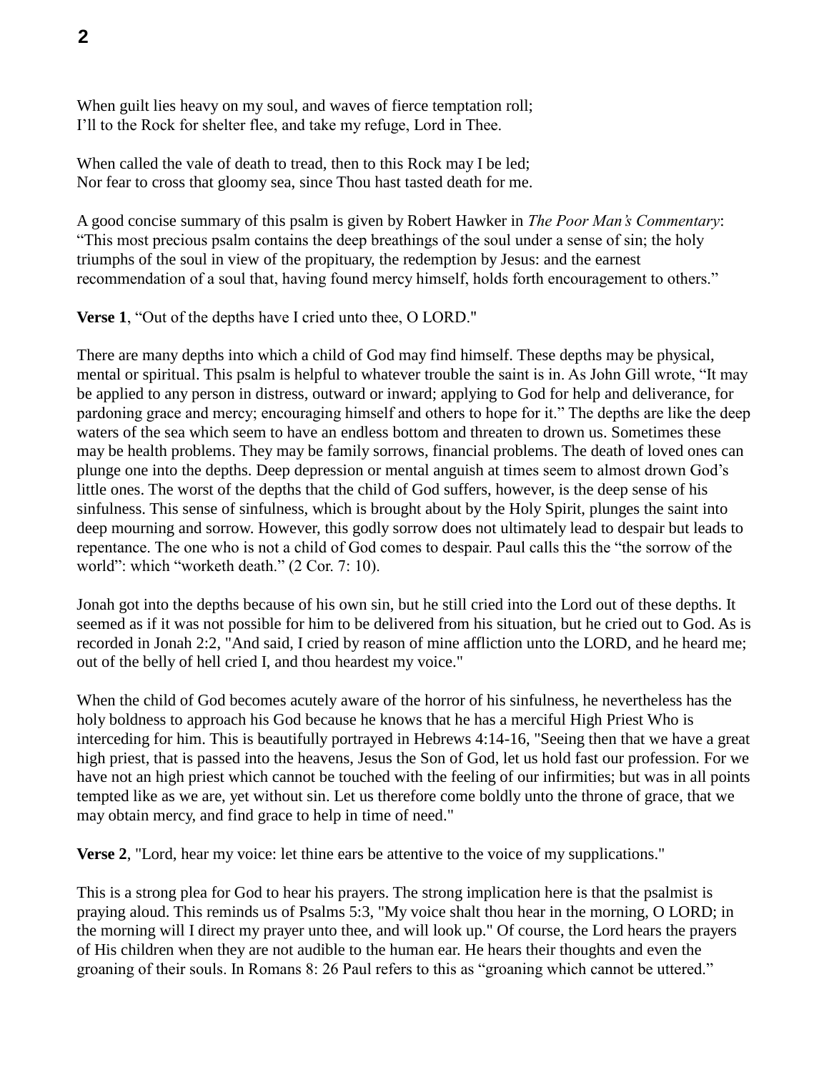When guilt lies heavy on my soul, and waves of fierce temptation roll;
I'll to the Rock for shelter flee, and take my refuge, Lord in Thee.

When called the vale of death to tread, then to this Rock may I be led;
Nor fear to cross that gloomy sea, since Thou hast tasted death for me.

A good concise summary of this psalm is given by Robert Hawker in *The Poor Man's Commentary*: "This most precious psalm contains the deep breathings of the soul under a sense of sin; the holy triumphs of the soul in view of the propituary, the redemption by Jesus: and the earnest recommendation of a soul that, having found mercy himself, holds forth encouragement to others."

**Verse 1**, "Out of the depths have I cried unto thee, O LORD."

There are many depths into which a child of God may find himself. These depths may be physical, mental or spiritual. This psalm is helpful to whatever trouble the saint is in. As John Gill wrote, "It may be applied to any person in distress, outward or inward; applying to God for help and deliverance, for pardoning grace and mercy; encouraging himself and others to hope for it." The depths are like the deep waters of the sea which seem to have an endless bottom and threaten to drown us. Sometimes these may be health problems. They may be family sorrows, financial problems. The death of loved ones can plunge one into the depths. Deep depression or mental anguish at times seem to almost drown God's little ones. The worst of the depths that the child of God suffers, however, is the deep sense of his sinfulness. This sense of sinfulness, which is brought about by the Holy Spirit, plunges the saint into deep mourning and sorrow. However, this godly sorrow does not ultimately lead to despair but leads to repentance. The one who is not a child of God comes to despair. Paul calls this the "the sorrow of the world": which "worketh death." (2 Cor. 7: 10).

Jonah got into the depths because of his own sin, but he still cried into the Lord out of these depths. It seemed as if it was not possible for him to be delivered from his situation, but he cried out to God. As is recorded in Jonah 2:2, "And said, I cried by reason of mine affliction unto the LORD, and he heard me; out of the belly of hell cried I, and thou heardest my voice."

When the child of God becomes acutely aware of the horror of his sinfulness, he nevertheless has the holy boldness to approach his God because he knows that he has a merciful High Priest Who is interceding for him. This is beautifully portrayed in Hebrews 4:14-16, "Seeing then that we have a great high priest, that is passed into the heavens, Jesus the Son of God, let us hold fast our profession. For we have not an high priest which cannot be touched with the feeling of our infirmities; but was in all points tempted like as we are, yet without sin. Let us therefore come boldly unto the throne of grace, that we may obtain mercy, and find grace to help in time of need."

**Verse 2**, "Lord, hear my voice: let thine ears be attentive to the voice of my supplications."

This is a strong plea for God to hear his prayers. The strong implication here is that the psalmist is praying aloud. This reminds us of Psalms 5:3, "My voice shalt thou hear in the morning, O LORD; in the morning will I direct my prayer unto thee, and will look up." Of course, the Lord hears the prayers of His children when they are not audible to the human ear. He hears their thoughts and even the groaning of their souls. In Romans 8: 26 Paul refers to this as "groaning which cannot be uttered."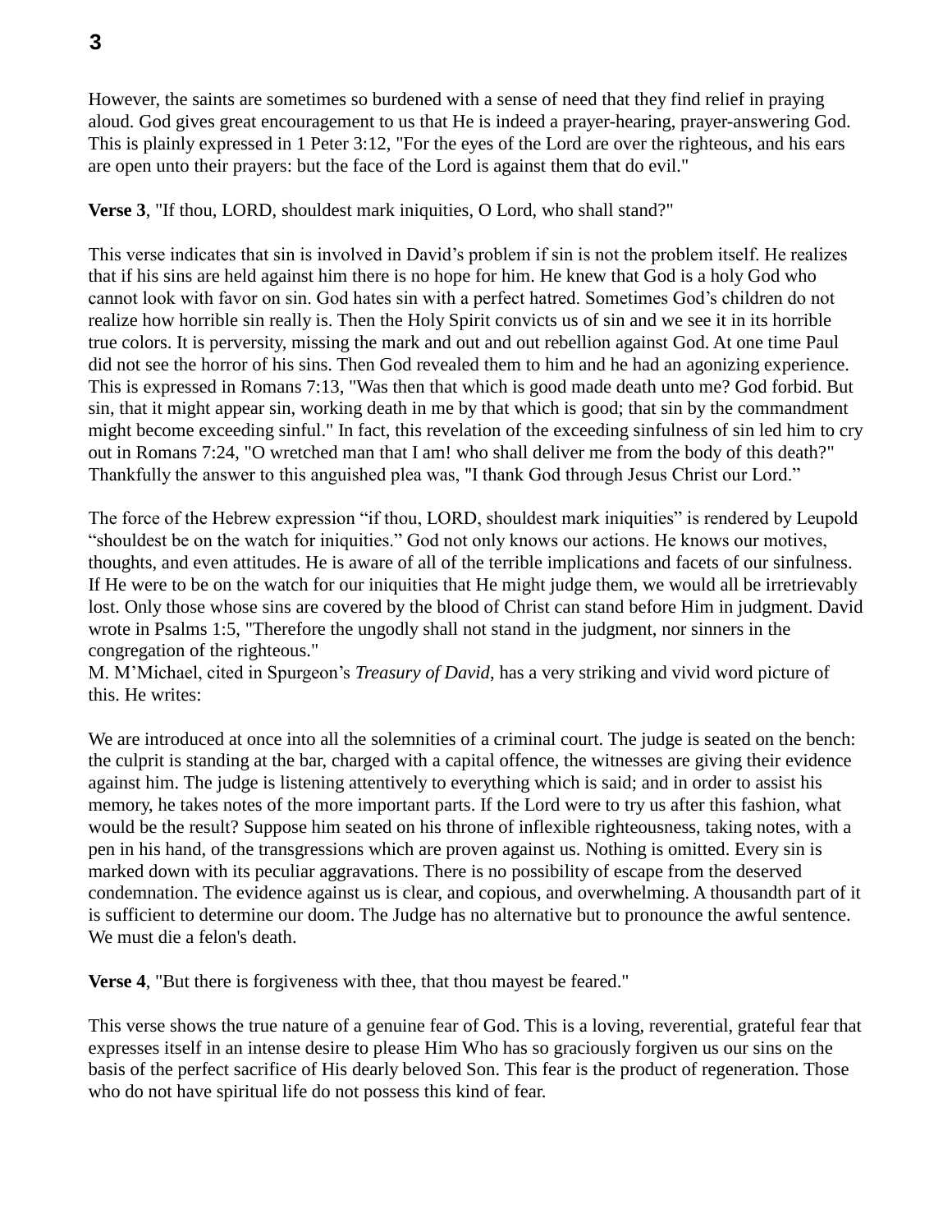However, the saints are sometimes so burdened with a sense of need that they find relief in praying aloud. God gives great encouragement to us that He is indeed a prayer-hearing, prayer-answering God. This is plainly expressed in 1 Peter 3:12, "For the eyes of the Lord are over the righteous, and his ears are open unto their prayers: but the face of the Lord is against them that do evil."

**Verse 3**, "If thou, LORD, shouldest mark iniquities, O Lord, who shall stand?"

This verse indicates that sin is involved in David's problem if sin is not the problem itself. He realizes that if his sins are held against him there is no hope for him. He knew that God is a holy God who cannot look with favor on sin. God hates sin with a perfect hatred. Sometimes God's children do not realize how horrible sin really is. Then the Holy Spirit convicts us of sin and we see it in its horrible true colors. It is perversity, missing the mark and out and out rebellion against God. At one time Paul did not see the horror of his sins. Then God revealed them to him and he had an agonizing experience. This is expressed in Romans 7:13, "Was then that which is good made death unto me? God forbid. But sin, that it might appear sin, working death in me by that which is good; that sin by the commandment might become exceeding sinful." In fact, this revelation of the exceeding sinfulness of sin led him to cry out in Romans 7:24, "O wretched man that I am! who shall deliver me from the body of this death?" Thankfully the answer to this anguished plea was, "I thank God through Jesus Christ our Lord."

The force of the Hebrew expression "if thou, LORD, shouldest mark iniquities" is rendered by Leupold "shouldest be on the watch for iniquities." God not only knows our actions. He knows our motives, thoughts, and even attitudes. He is aware of all of the terrible implications and facets of our sinfulness. If He were to be on the watch for our iniquities that He might judge them, we would all be irretrievably lost. Only those whose sins are covered by the blood of Christ can stand before Him in judgment. David wrote in Psalms 1:5, "Therefore the ungodly shall not stand in the judgment, nor sinners in the congregation of the righteous."
M. M'Michael, cited in Spurgeon's *Treasury of David*, has a very striking and vivid word picture of this. He writes:

We are introduced at once into all the solemnities of a criminal court. The judge is seated on the bench: the culprit is standing at the bar, charged with a capital offence, the witnesses are giving their evidence against him. The judge is listening attentively to everything which is said; and in order to assist his memory, he takes notes of the more important parts. If the Lord were to try us after this fashion, what would be the result? Suppose him seated on his throne of inflexible righteousness, taking notes, with a pen in his hand, of the transgressions which are proven against us. Nothing is omitted. Every sin is marked down with its peculiar aggravations. There is no possibility of escape from the deserved condemnation. The evidence against us is clear, and copious, and overwhelming. A thousandth part of it is sufficient to determine our doom. The Judge has no alternative but to pronounce the awful sentence. We must die a felon's death.

**Verse 4**, "But there is forgiveness with thee, that thou mayest be feared."

This verse shows the true nature of a genuine fear of God. This is a loving, reverential, grateful fear that expresses itself in an intense desire to please Him Who has so graciously forgiven us our sins on the basis of the perfect sacrifice of His dearly beloved Son. This fear is the product of regeneration. Those who do not have spiritual life do not possess this kind of fear.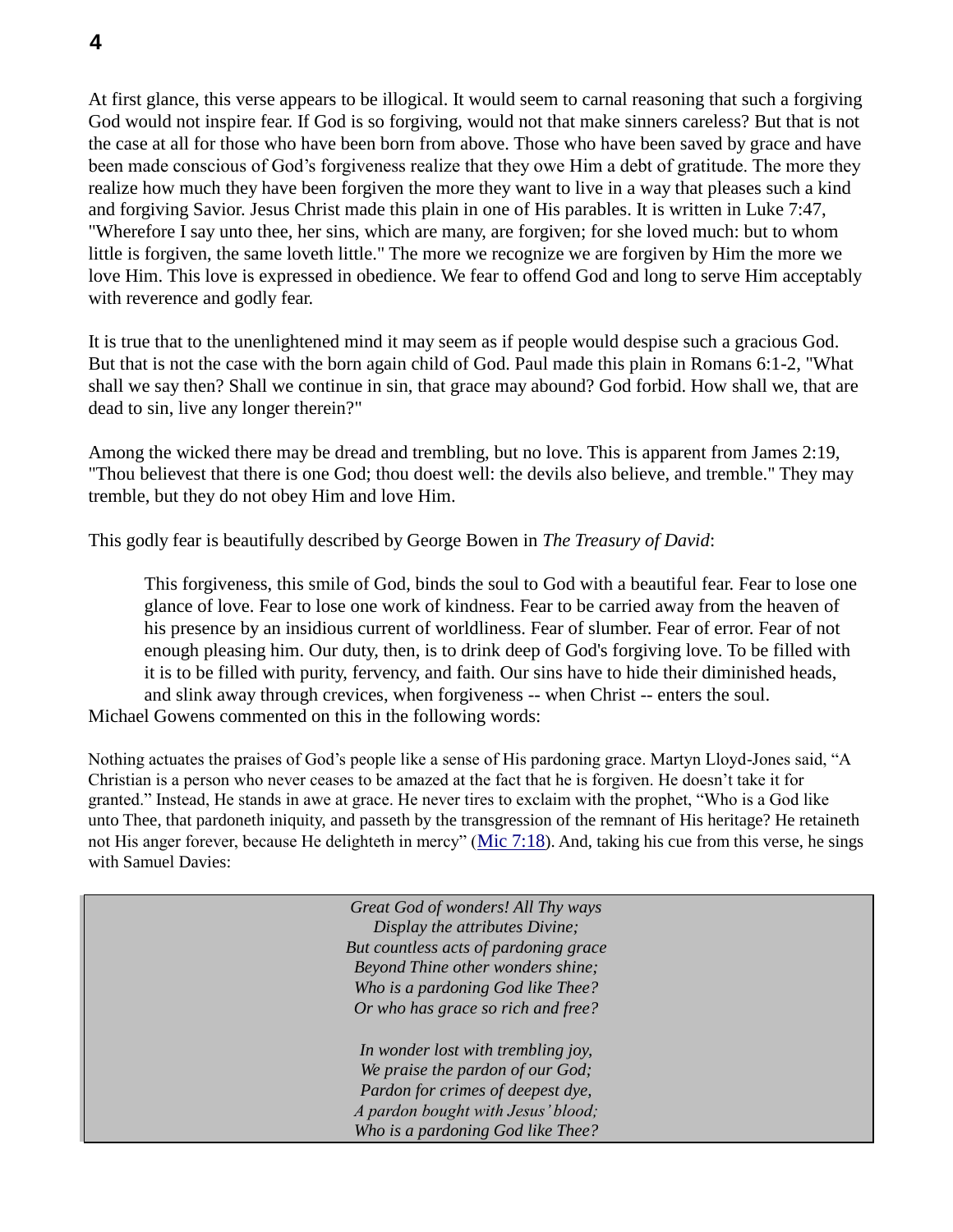At first glance, this verse appears to be illogical. It would seem to carnal reasoning that such a forgiving God would not inspire fear. If God is so forgiving, would not that make sinners careless? But that is not the case at all for those who have been born from above. Those who have been saved by grace and have been made conscious of God's forgiveness realize that they owe Him a debt of gratitude. The more they realize how much they have been forgiven the more they want to live in a way that pleases such a kind and forgiving Savior. Jesus Christ made this plain in one of His parables. It is written in Luke 7:47, "Wherefore I say unto thee, her sins, which are many, are forgiven; for she loved much: but to whom little is forgiven, the same loveth little." The more we recognize we are forgiven by Him the more we love Him. This love is expressed in obedience. We fear to offend God and long to serve Him acceptably with reverence and godly fear.

It is true that to the unenlightened mind it may seem as if people would despise such a gracious God. But that is not the case with the born again child of God. Paul made this plain in Romans 6:1-2, "What shall we say then? Shall we continue in sin, that grace may abound? God forbid. How shall we, that are dead to sin, live any longer therein?"

Among the wicked there may be dread and trembling, but no love. This is apparent from James 2:19, "Thou believest that there is one God; thou doest well: the devils also believe, and tremble." They may tremble, but they do not obey Him and love Him.

This godly fear is beautifully described by George Bowen in *The Treasury of David*:

> This forgiveness, this smile of God, binds the soul to God with a beautiful fear. Fear to lose one glance of love. Fear to lose one work of kindness. Fear to be carried away from the heaven of his presence by an insidious current of worldliness. Fear of slumber. Fear of error. Fear of not enough pleasing him. Our duty, then, is to drink deep of God's forgiving love. To be filled with it is to be filled with purity, fervency, and faith. Our sins have to hide their diminished heads, and slink away through crevices, when forgiveness -- when Christ -- enters the soul.

Michael Gowens commented on this in the following words:

Nothing actuates the praises of God's people like a sense of His pardoning grace. Martyn Lloyd-Jones said, "A Christian is a person who never ceases to be amazed at the fact that he is forgiven. He doesn't take it for granted." Instead, He stands in awe at grace. He never tires to exclaim with the prophet, "Who is a God like unto Thee, that pardoneth iniquity, and passeth by the transgression of the remnant of His heritage? He retaineth not His anger forever, because He delighteth in mercy" (Mic 7:18). And, taking his cue from this verse, he sings with Samuel Davies:

*Great God of wonders! All Thy ways*
*Display the attributes Divine;*
*But countless acts of pardoning grace*
*Beyond Thine other wonders shine;*
*Who is a pardoning God like Thee?*
*Or who has grace so rich and free?*

*In wonder lost with trembling joy,*
*We praise the pardon of our God;*
*Pardon for crimes of deepest dye,*
*A pardon bought with Jesus' blood;*
*Who is a pardoning God like Thee?*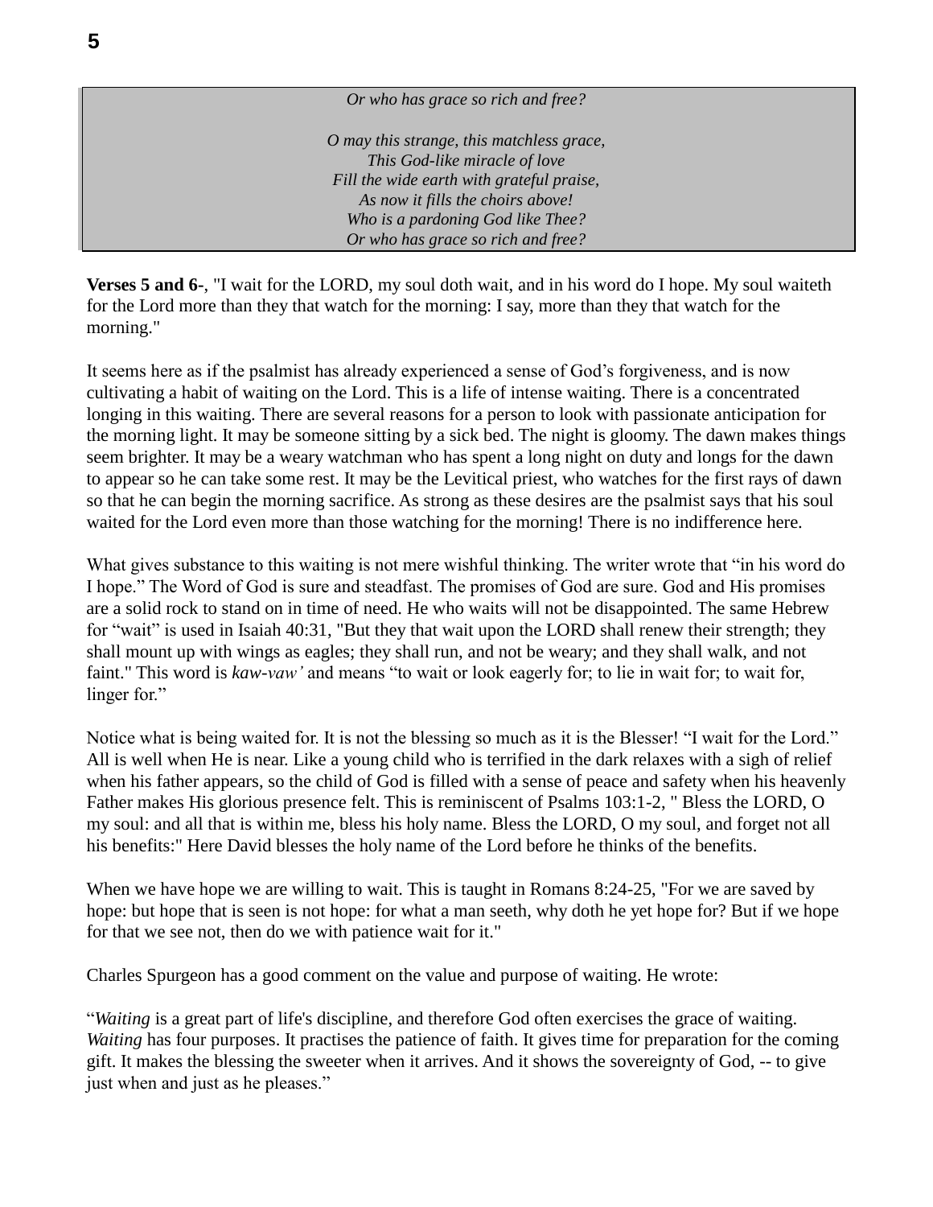*Or who has grace so rich and free?*

*O may this strange, this matchless grace,*
*This God-like miracle of love*
*Fill the wide earth with grateful praise,*
*As now it fills the choirs above!*
*Who is a pardoning God like Thee?*
*Or who has grace so rich and free?*

**Verses 5 and 6-**, "I wait for the LORD, my soul doth wait, and in his word do I hope. My soul waiteth for the Lord more than they that watch for the morning: I say, more than they that watch for the morning."

It seems here as if the psalmist has already experienced a sense of God's forgiveness, and is now cultivating a habit of waiting on the Lord. This is a life of intense waiting. There is a concentrated longing in this waiting. There are several reasons for a person to look with passionate anticipation for the morning light. It may be someone sitting by a sick bed. The night is gloomy. The dawn makes things seem brighter. It may be a weary watchman who has spent a long night on duty and longs for the dawn to appear so he can take some rest. It may be the Levitical priest, who watches for the first rays of dawn so that he can begin the morning sacrifice. As strong as these desires are the psalmist says that his soul waited for the Lord even more than those watching for the morning! There is no indifference here.

What gives substance to this waiting is not mere wishful thinking. The writer wrote that "in his word do I hope." The Word of God is sure and steadfast. The promises of God are sure. God and His promises are a solid rock to stand on in time of need. He who waits will not be disappointed. The same Hebrew for "wait" is used in Isaiah 40:31, "But they that wait upon the LORD shall renew their strength; they shall mount up with wings as eagles; they shall run, and not be weary; and they shall walk, and not faint." This word is *kaw-vaw'* and means "to wait or look eagerly for; to lie in wait for; to wait for, linger for."

Notice what is being waited for. It is not the blessing so much as it is the Blesser! "I wait for the Lord." All is well when He is near. Like a young child who is terrified in the dark relaxes with a sigh of relief when his father appears, so the child of God is filled with a sense of peace and safety when his heavenly Father makes His glorious presence felt. This is reminiscent of Psalms 103:1-2, " Bless the LORD, O my soul: and all that is within me, bless his holy name. Bless the LORD, O my soul, and forget not all his benefits:" Here David blesses the holy name of the Lord before he thinks of the benefits.

When we have hope we are willing to wait. This is taught in Romans 8:24-25, "For we are saved by hope: but hope that is seen is not hope: for what a man seeth, why doth he yet hope for? But if we hope for that we see not, then do we with patience wait for it."

Charles Spurgeon has a good comment on the value and purpose of waiting. He wrote:

"*Waiting* is a great part of life's discipline, and therefore God often exercises the grace of waiting. *Waiting* has four purposes. It practises the patience of faith. It gives time for preparation for the coming gift. It makes the blessing the sweeter when it arrives. And it shows the sovereignty of God, -- to give just when and just as he pleases."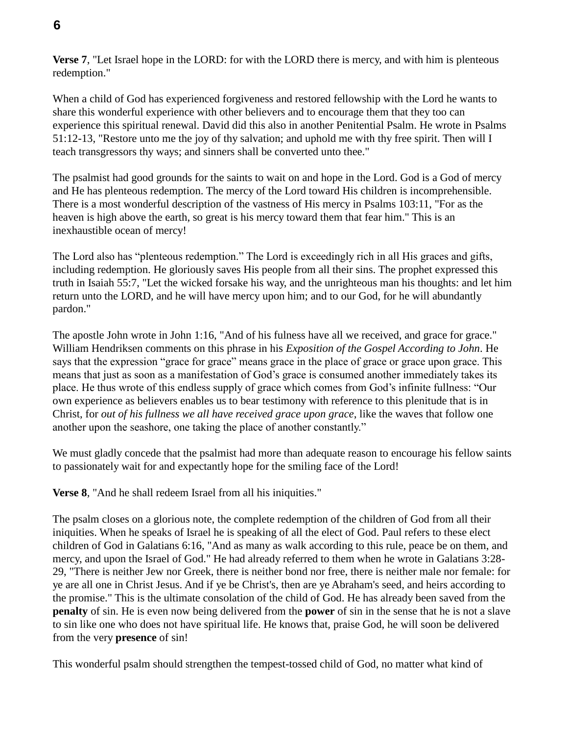**Verse 7**, "Let Israel hope in the LORD: for with the LORD there is mercy, and with him is plenteous redemption."

When a child of God has experienced forgiveness and restored fellowship with the Lord he wants to share this wonderful experience with other believers and to encourage them that they too can experience this spiritual renewal. David did this also in another Penitential Psalm. He wrote in Psalms 51:12-13, "Restore unto me the joy of thy salvation; and uphold me with thy free spirit. Then will I teach transgressors thy ways; and sinners shall be converted unto thee."

The psalmist had good grounds for the saints to wait on and hope in the Lord. God is a God of mercy and He has plenteous redemption. The mercy of the Lord toward His children is incomprehensible. There is a most wonderful description of the vastness of His mercy in Psalms 103:11, "For as the heaven is high above the earth, so great is his mercy toward them that fear him." This is an inexhaustible ocean of mercy!

The Lord also has "plenteous redemption." The Lord is exceedingly rich in all His graces and gifts, including redemption. He gloriously saves His people from all their sins. The prophet expressed this truth in Isaiah 55:7, "Let the wicked forsake his way, and the unrighteous man his thoughts: and let him return unto the LORD, and he will have mercy upon him; and to our God, for he will abundantly pardon."

The apostle John wrote in John 1:16, "And of his fulness have all we received, and grace for grace." William Hendriksen comments on this phrase in his *Exposition of the Gospel According to John*. He says that the expression "grace for grace" means grace in the place of grace or grace upon grace. This means that just as soon as a manifestation of God's grace is consumed another immediately takes its place. He thus wrote of this endless supply of grace which comes from God's infinite fullness: "Our own experience as believers enables us to bear testimony with reference to this plenitude that is in Christ, for *out of his fullness we all have received grace upon grace*, like the waves that follow one another upon the seashore, one taking the place of another constantly."

We must gladly concede that the psalmist had more than adequate reason to encourage his fellow saints to passionately wait for and expectantly hope for the smiling face of the Lord!

**Verse 8**, "And he shall redeem Israel from all his iniquities."

The psalm closes on a glorious note, the complete redemption of the children of God from all their iniquities. When he speaks of Israel he is speaking of all the elect of God. Paul refers to these elect children of God in Galatians 6:16, "And as many as walk according to this rule, peace be on them, and mercy, and upon the Israel of God." He had already referred to them when he wrote in Galatians 3:28-29, "There is neither Jew nor Greek, there is neither bond nor free, there is neither male nor female: for ye are all one in Christ Jesus. And if ye be Christ's, then are ye Abraham's seed, and heirs according to the promise." This is the ultimate consolation of the child of God. He has already been saved from the **penalty** of sin. He is even now being delivered from the **power** of sin in the sense that he is not a slave to sin like one who does not have spiritual life. He knows that, praise God, he will soon be delivered from the very **presence** of sin!

This wonderful psalm should strengthen the tempest-tossed child of God, no matter what kind of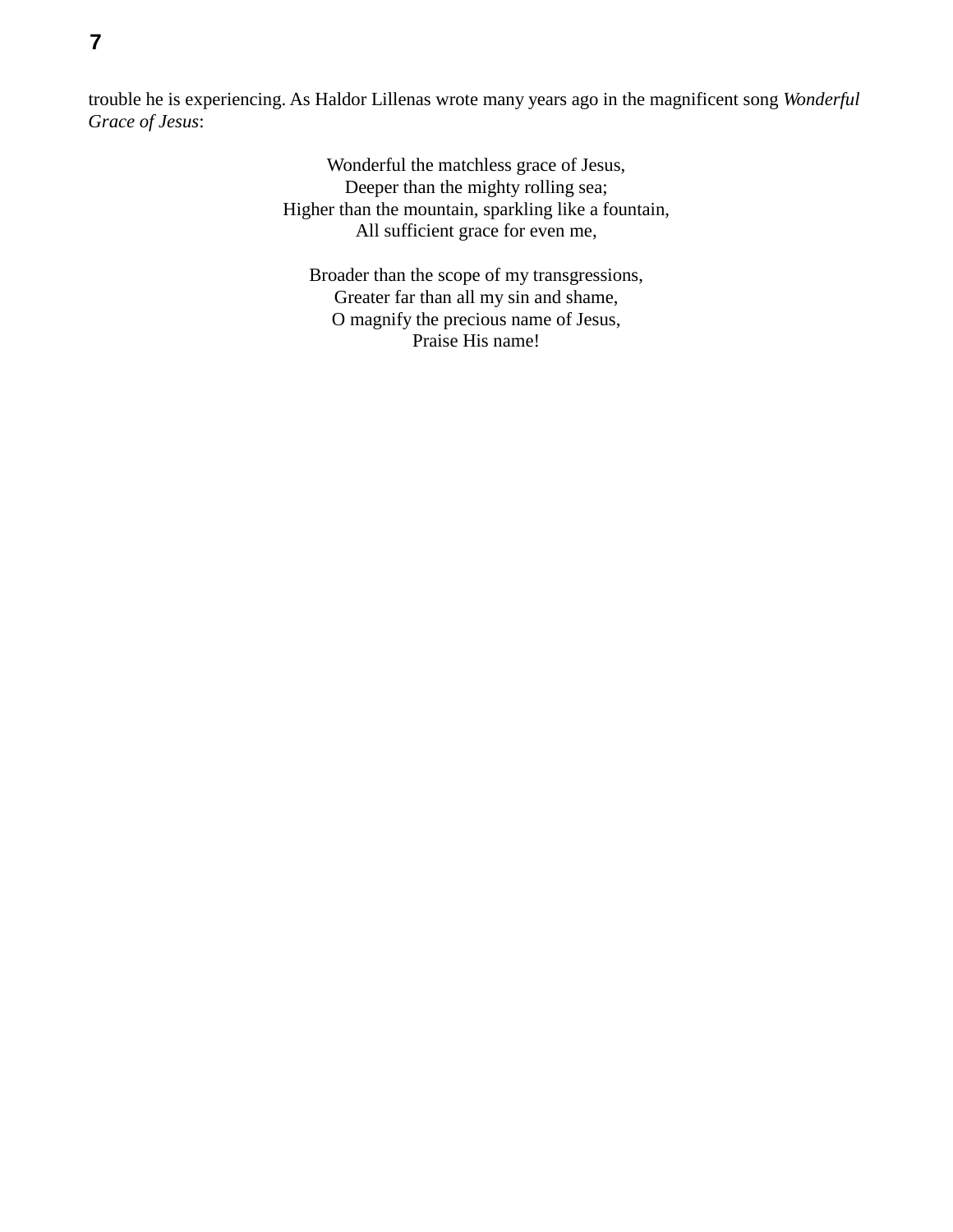trouble he is experiencing. As Haldor Lillenas wrote many years ago in the magnificent song *Wonderful Grace of Jesus*:

Wonderful the matchless grace of Jesus,
Deeper than the mighty rolling sea;
Higher than the mountain, sparkling like a fountain,
All sufficient grace for even me,

Broader than the scope of my transgressions,
Greater far than all my sin and shame,
O magnify the precious name of Jesus,
Praise His name!